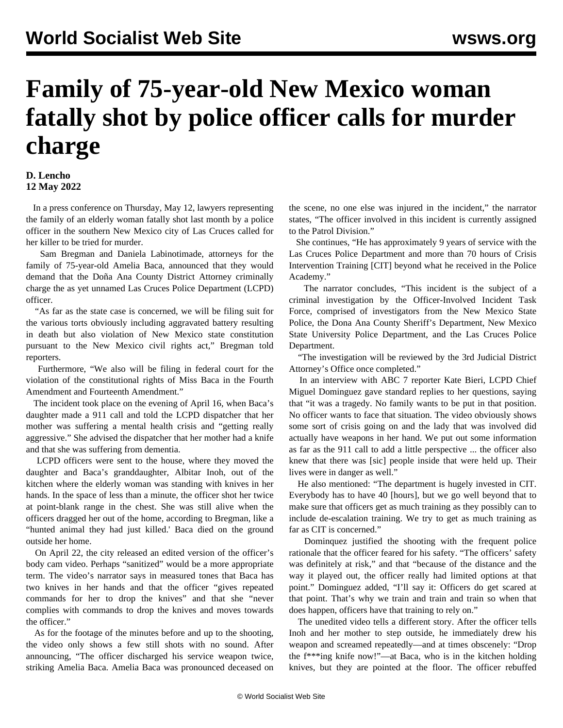# Family of 75-year-old New Mexico woman fatally shot by police officer calls for murder charge

**D. Lencho**
**12 May 2022**

In a press conference on Thursday, May 12, lawyers representing the family of an elderly woman fatally shot last month by a police officer in the southern New Mexico city of Las Cruces called for her killer to be tried for murder.

Sam Bregman and Daniela Labinotimade, attorneys for the family of 75-year-old Amelia Baca, announced that they would demand that the Doña Ana County District Attorney criminally charge the as yet unnamed Las Cruces Police Department (LCPD) officer.

"As far as the state case is concerned, we will be filing suit for the various torts obviously including aggravated battery resulting in death but also violation of New Mexico state constitution pursuant to the New Mexico civil rights act," Bregman told reporters.

Furthermore, "We also will be filing in federal court for the violation of the constitutional rights of Miss Baca in the Fourth Amendment and Fourteenth Amendment."

The incident took place on the evening of April 16, when Baca's daughter made a 911 call and told the LCPD dispatcher that her mother was suffering a mental health crisis and "getting really aggressive." She advised the dispatcher that her mother had a knife and that she was suffering from dementia.

LCPD officers were sent to the house, where they moved the daughter and Baca's granddaughter, Albitar Inoh, out of the kitchen where the elderly woman was standing with knives in her hands. In the space of less than a minute, the officer shot her twice at point-blank range in the chest. She was still alive when the officers dragged her out of the home, according to Bregman, like a "hunted animal they had just killed.' Baca died on the ground outside her home.

On April 22, the city released an edited version of the officer's body cam video. Perhaps "sanitized" would be a more appropriate term. The video's narrator says in measured tones that Baca has two knives in her hands and that the officer "gives repeated commands for her to drop the knives" and that she "never complies with commands to drop the knives and moves towards the officer."

As for the footage of the minutes before and up to the shooting, the video only shows a few still shots with no sound. After announcing, "The officer discharged his service weapon twice, striking Amelia Baca. Amelia Baca was pronounced deceased on the scene, no one else was injured in the incident," the narrator states, "The officer involved in this incident is currently assigned to the Patrol Division."

She continues, "He has approximately 9 years of service with the Las Cruces Police Department and more than 70 hours of Crisis Intervention Training [CIT] beyond what he received in the Police Academy."

The narrator concludes, "This incident is the subject of a criminal investigation by the Officer-Involved Incident Task Force, comprised of investigators from the New Mexico State Police, the Dona Ana County Sheriff's Department, New Mexico State University Police Department, and the Las Cruces Police Department.

"The investigation will be reviewed by the 3rd Judicial District Attorney's Office once completed."

In an interview with ABC 7 reporter Kate Bieri, LCPD Chief Miguel Dominguez gave standard replies to her questions, saying that "it was a tragedy. No family wants to be put in that position. No officer wants to face that situation. The video obviously shows some sort of crisis going on and the lady that was involved did actually have weapons in her hand. We put out some information as far as the 911 call to add a little perspective ... the officer also knew that there was [sic] people inside that were held up. Their lives were in danger as well."

He also mentioned: "The department is hugely invested in CIT. Everybody has to have 40 [hours], but we go well beyond that to make sure that officers get as much training as they possibly can to include de-escalation training. We try to get as much training as far as CIT is concerned."

Dominquez justified the shooting with the frequent police rationale that the officer feared for his safety. "The officers' safety was definitely at risk," and that "because of the distance and the way it played out, the officer really had limited options at that point." Dominguez added, "I'll say it: Officers do get scared at that point. That's why we train and train and train so when that does happen, officers have that training to rely on."

The unedited video tells a different story. After the officer tells Inoh and her mother to step outside, he immediately drew his weapon and screamed repeatedly—and at times obscenely: "Drop the f***ing knife now!"—at Baca, who is in the kitchen holding knives, but they are pointed at the floor. The officer rebuffed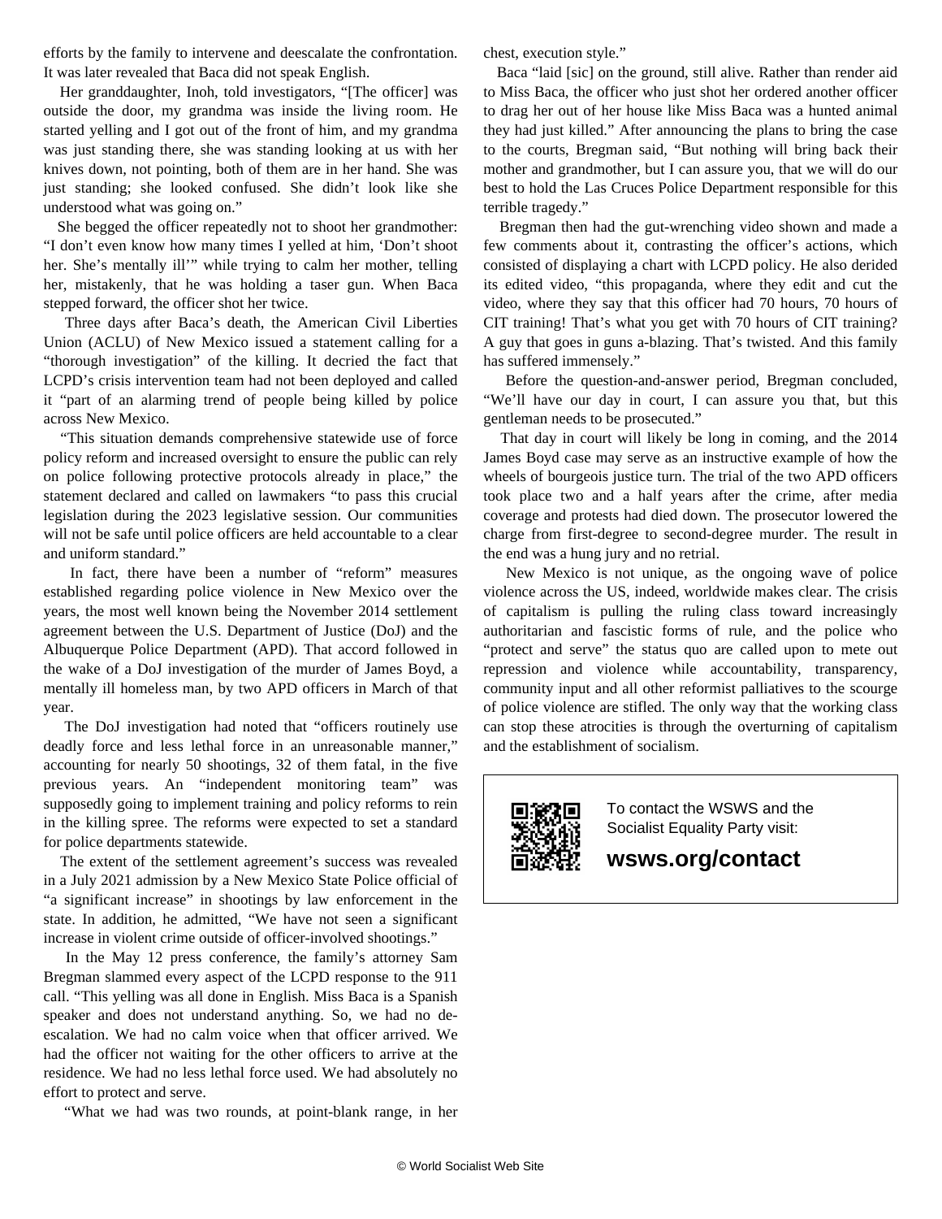efforts by the family to intervene and deescalate the confrontation. It was later revealed that Baca did not speak English.

Her granddaughter, Inoh, told investigators, "[The officer] was outside the door, my grandma was inside the living room. He started yelling and I got out of the front of him, and my grandma was just standing there, she was standing looking at us with her knives down, not pointing, both of them are in her hand. She was just standing; she looked confused. She didn't look like she understood what was going on."

She begged the officer repeatedly not to shoot her grandmother: "I don't even know how many times I yelled at him, 'Don't shoot her. She's mentally ill'" while trying to calm her mother, telling her, mistakenly, that he was holding a taser gun. When Baca stepped forward, the officer shot her twice.

Three days after Baca's death, the American Civil Liberties Union (ACLU) of New Mexico issued a statement calling for a "thorough investigation" of the killing. It decried the fact that LCPD's crisis intervention team had not been deployed and called it "part of an alarming trend of people being killed by police across New Mexico.

"This situation demands comprehensive statewide use of force policy reform and increased oversight to ensure the public can rely on police following protective protocols already in place," the statement declared and called on lawmakers "to pass this crucial legislation during the 2023 legislative session. Our communities will not be safe until police officers are held accountable to a clear and uniform standard."

In fact, there have been a number of "reform" measures established regarding police violence in New Mexico over the years, the most well known being the November 2014 settlement agreement between the U.S. Department of Justice (DoJ) and the Albuquerque Police Department (APD). That accord followed in the wake of a DoJ investigation of the murder of James Boyd, a mentally ill homeless man, by two APD officers in March of that year.

The DoJ investigation had noted that "officers routinely use deadly force and less lethal force in an unreasonable manner," accounting for nearly 50 shootings, 32 of them fatal, in the five previous years. An "independent monitoring team" was supposedly going to implement training and policy reforms to rein in the killing spree. The reforms were expected to set a standard for police departments statewide.

The extent of the settlement agreement's success was revealed in a July 2021 admission by a New Mexico State Police official of "a significant increase" in shootings by law enforcement in the state. In addition, he admitted, "We have not seen a significant increase in violent crime outside of officer-involved shootings."

In the May 12 press conference, the family's attorney Sam Bregman slammed every aspect of the LCPD response to the 911 call. "This yelling was all done in English. Miss Baca is a Spanish speaker and does not understand anything. So, we had no de-escalation. We had no calm voice when that officer arrived. We had the officer not waiting for the other officers to arrive at the residence. We had no less lethal force used. We had absolutely no effort to protect and serve.

"What we had was two rounds, at point-blank range, in her chest, execution style."

Baca "laid [sic] on the ground, still alive. Rather than render aid to Miss Baca, the officer who just shot her ordered another officer to drag her out of her house like Miss Baca was a hunted animal they had just killed." After announcing the plans to bring the case to the courts, Bregman said, "But nothing will bring back their mother and grandmother, but I can assure you, that we will do our best to hold the Las Cruces Police Department responsible for this terrible tragedy."

Bregman then had the gut-wrenching video shown and made a few comments about it, contrasting the officer's actions, which consisted of displaying a chart with LCPD policy. He also derided its edited video, "this propaganda, where they edit and cut the video, where they say that this officer had 70 hours, 70 hours of CIT training! That's what you get with 70 hours of CIT training? A guy that goes in guns a-blazing. That's twisted. And this family has suffered immensely."

Before the question-and-answer period, Bregman concluded, "We'll have our day in court, I can assure you that, but this gentleman needs to be prosecuted."

That day in court will likely be long in coming, and the 2014 James Boyd case may serve as an instructive example of how the wheels of bourgeois justice turn. The trial of the two APD officers took place two and a half years after the crime, after media coverage and protests had died down. The prosecutor lowered the charge from first-degree to second-degree murder. The result in the end was a hung jury and no retrial.

New Mexico is not unique, as the ongoing wave of police violence across the US, indeed, worldwide makes clear. The crisis of capitalism is pulling the ruling class toward increasingly authoritarian and fascistic forms of rule, and the police who "protect and serve" the status quo are called upon to mete out repression and violence while accountability, transparency, community input and all other reformist palliatives to the scourge of police violence are stifled. The only way that the working class can stop these atrocities is through the overturning of capitalism and the establishment of socialism.

To contact the WSWS and the Socialist Equality Party visit:

**wsws.org/contact**